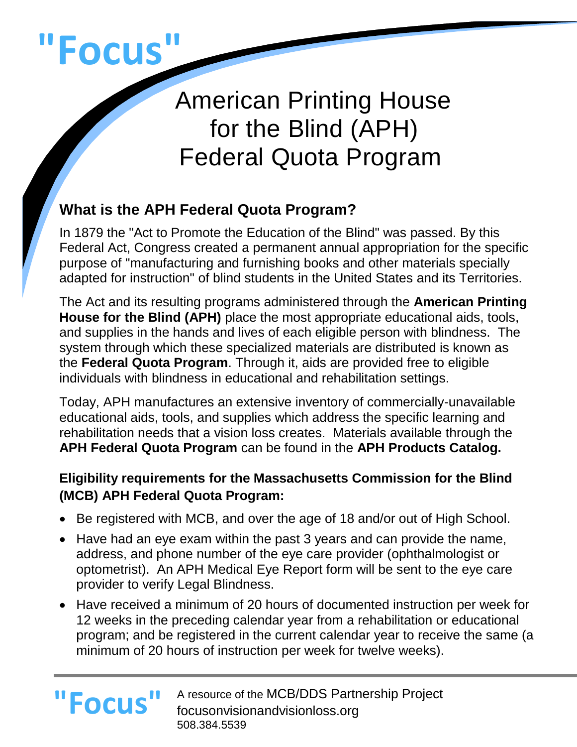# "Focus"

# American Printing House for the Blind (APH) Federal Quota Program

## What is the APH Federal Quota Program?

In 1879 the "Act to Promote the Education of the Blind" was passed. By this Federal Act, Congress created a permanent annual appropriation for the specific purpose of "manufacturing and furnishing books and other materials specially adapted for instruction" of blind students in the United States and its Territories.

The Act and its resulting programs administered through the **American Printing House for the Blind (APH)** place the most appropriate educational aids, tools, and supplies in the hands and lives of each eligible person with blindness. The system through which these specialized materials are distributed is known as the **Federal Quota Program**. Through it, aids are provided free to eligible individuals with blindness in educational and rehabilitation settings.

Today, APH manufactures an extensive inventory of commercially-unavailable educational aids, tools, and supplies which address the specific learning and rehabilitation needs that a vision loss creates. Materials available through the **APH Federal Quota Program** can be found in the **APH Products Catalog.**

### Eligibility requirements for the Massachusetts Commission for the Blind (MCB) APH Federal Quota Program:

- Be registered with MCB, and over the age of 18 and/or out of High School.
- Have had an eye exam within the past 3 years and can provide the name, address, and phone number of the eye care provider (ophthalmologist or optometrist). An APH Medical Eye Report form will be sent to the eye care provider to verify Legal Blindness.
- Have received a minimum of 20 hours of documented instruction per week for 12 weeks in the preceding calendar year from a rehabilitation or educational program; and be registered in the current calendar year to receive the same (a minimum of 20 hours of instruction per week for twelve weeks).

"Focus" A resource of the MCB/DDS Partnership Project
focusonvisionandvisionloss.org
508.384.5539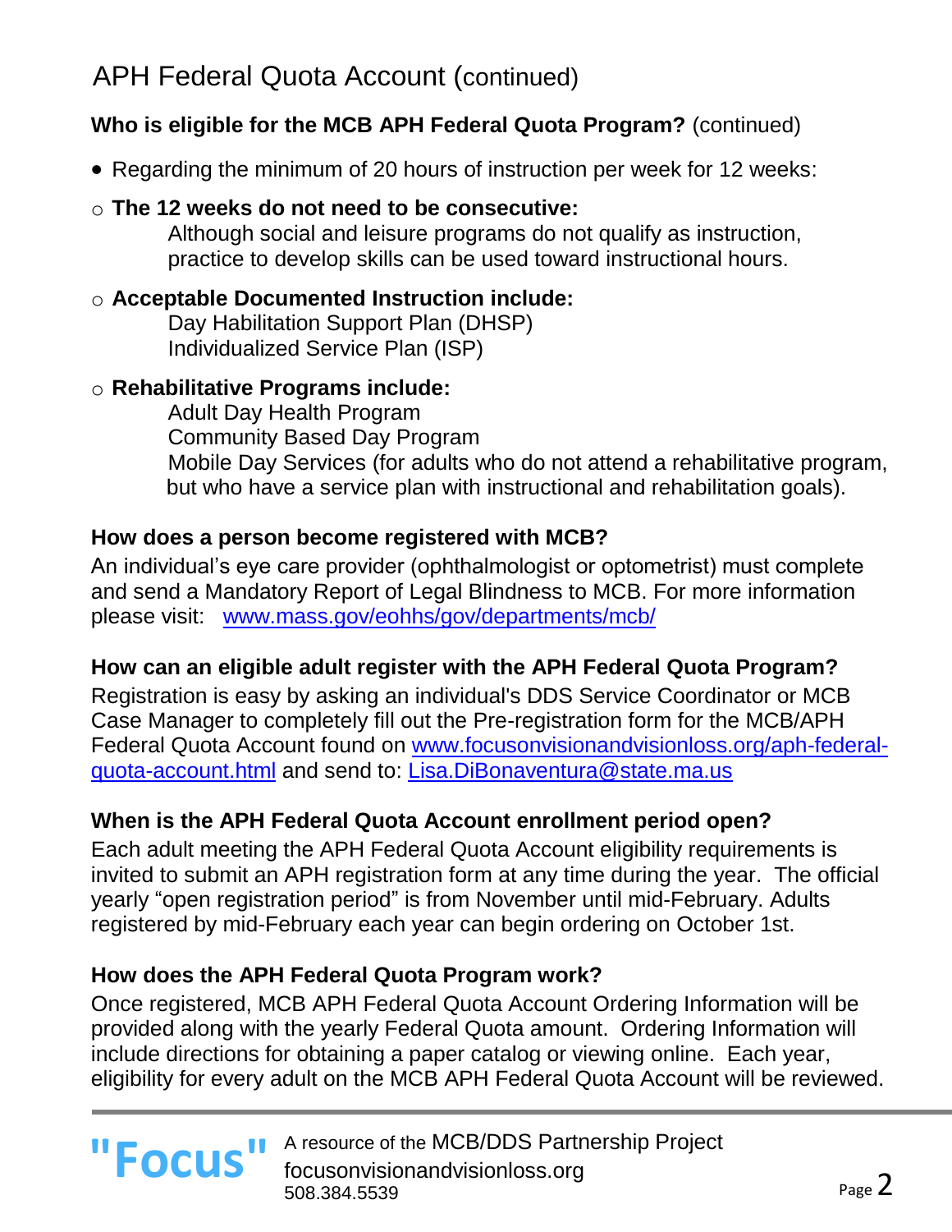## APH Federal Quota Account (continued)

**Who is eligible for the MCB APH Federal Quota Program?** (continued)

- Regarding the minimum of 20 hours of instruction per week for 12 weeks:
  - **The 12 weeks do not need to be consecutive:**
    Although social and leisure programs do not qualify as instruction, practice to develop skills can be used toward instructional hours.
  - **Acceptable Documented Instruction include:**
    Day Habilitation Support Plan (DHSP)
    Individualized Service Plan (ISP)
  - **Rehabilitative Programs include:**
    Adult Day Health Program
    Community Based Day Program
    Mobile Day Services (for adults who do not attend a rehabilitative program, but who have a service plan with instructional and rehabilitation goals).

**How does a person become registered with MCB?**

An individual's eye care provider (ophthalmologist or optometrist) must complete and send a Mandatory Report of Legal Blindness to MCB. For more information please visit: [www.mass.gov/eohhs/gov/departments/mcb/](www.mass.gov/eohhs/gov/departments/mcb/)

**How can an eligible adult register with the APH Federal Quota Program?**

Registration is easy by asking an individual's DDS Service Coordinator or MCB Case Manager to completely fill out the Pre-registration form for the MCB/APH Federal Quota Account found on [www.focusonvisionandvisionloss.org/aph-federal-quota-account.html](www.focusonvisionandvisionloss.org/aph-federal-quota-account.html) and send to: Lisa.DiBonaventura@state.ma.us

**When is the APH Federal Quota Account enrollment period open?**

Each adult meeting the APH Federal Quota Account eligibility requirements is invited to submit an APH registration form at any time during the year. The official yearly "open registration period" is from November until mid-February. Adults registered by mid-February each year can begin ordering on October 1st.

**How does the APH Federal Quota Program work?**

Once registered, MCB APH Federal Quota Account Ordering Information will be provided along with the yearly Federal Quota amount. Ordering Information will include directions for obtaining a paper catalog or viewing online. Each year, eligibility for every adult on the MCB APH Federal Quota Account will be reviewed.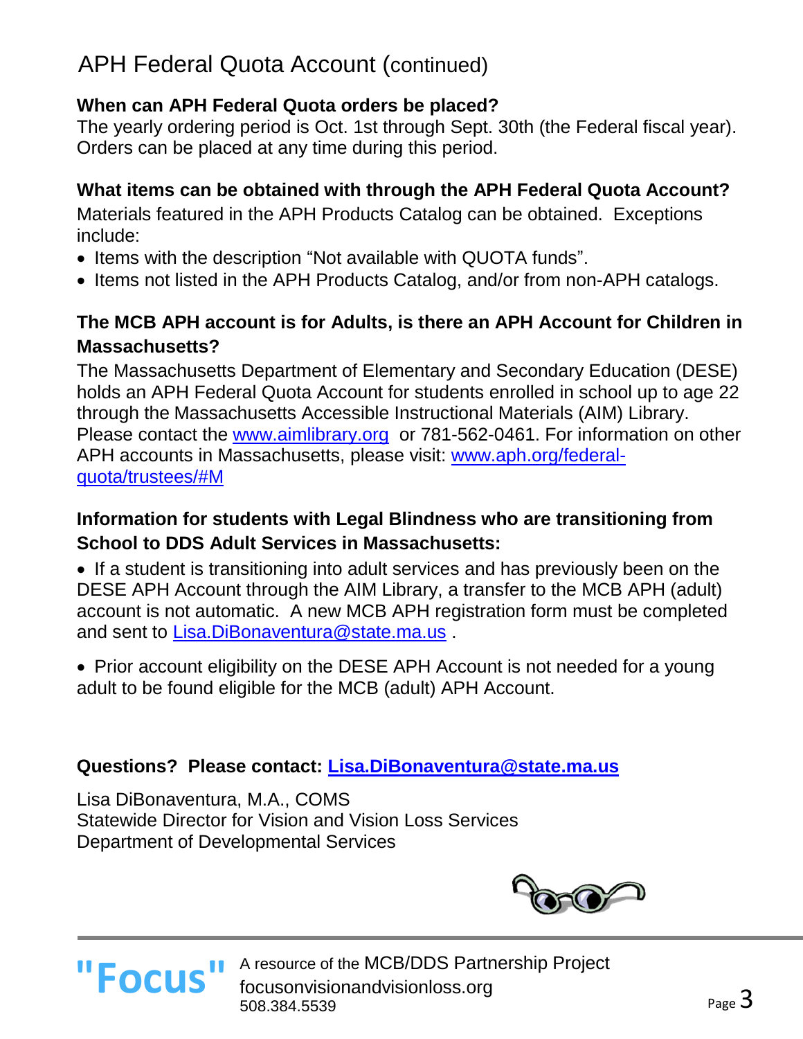## APH Federal Quota Account (continued)

**When can APH Federal Quota orders be placed?**

The yearly ordering period is Oct. 1st through Sept. 30th (the Federal fiscal year). Orders can be placed at any time during this period.

**What items can be obtained with through the APH Federal Quota Account?**

Materials featured in the APH Products Catalog can be obtained. Exceptions include:

- Items with the description "Not available with QUOTA funds".
- Items not listed in the APH Products Catalog, and/or from non-APH catalogs.

**The MCB APH account is for Adults, is there an APH Account for Children in Massachusetts?**

The Massachusetts Department of Elementary and Secondary Education (DESE) holds an APH Federal Quota Account for students enrolled in school up to age 22 through the Massachusetts Accessible Instructional Materials (AIM) Library. Please contact the www.aimlibrary.org or 781-562-0461. For information on other APH accounts in Massachusetts, please visit: www.aph.org/federal-quota/trustees/#M

**Information for students with Legal Blindness who are transitioning from School to DDS Adult Services in Massachusetts:**

- If a student is transitioning into adult services and has previously been on the DESE APH Account through the AIM Library, a transfer to the MCB APH (adult) account is not automatic. A new MCB APH registration form must be completed and sent to Lisa.DiBonaventura@state.ma.us .

- Prior account eligibility on the DESE APH Account is not needed for a young adult to be found eligible for the MCB (adult) APH Account.

**Questions? Please contact: Lisa.DiBonaventura@state.ma.us**

Lisa DiBonaventura, M.A., COMS
Statewide Director for Vision and Vision Loss Services
Department of Developmental Services

"Focus" A resource of the MCB/DDS Partnership Project
focusonvisionandvisionloss.org
508.384.5539